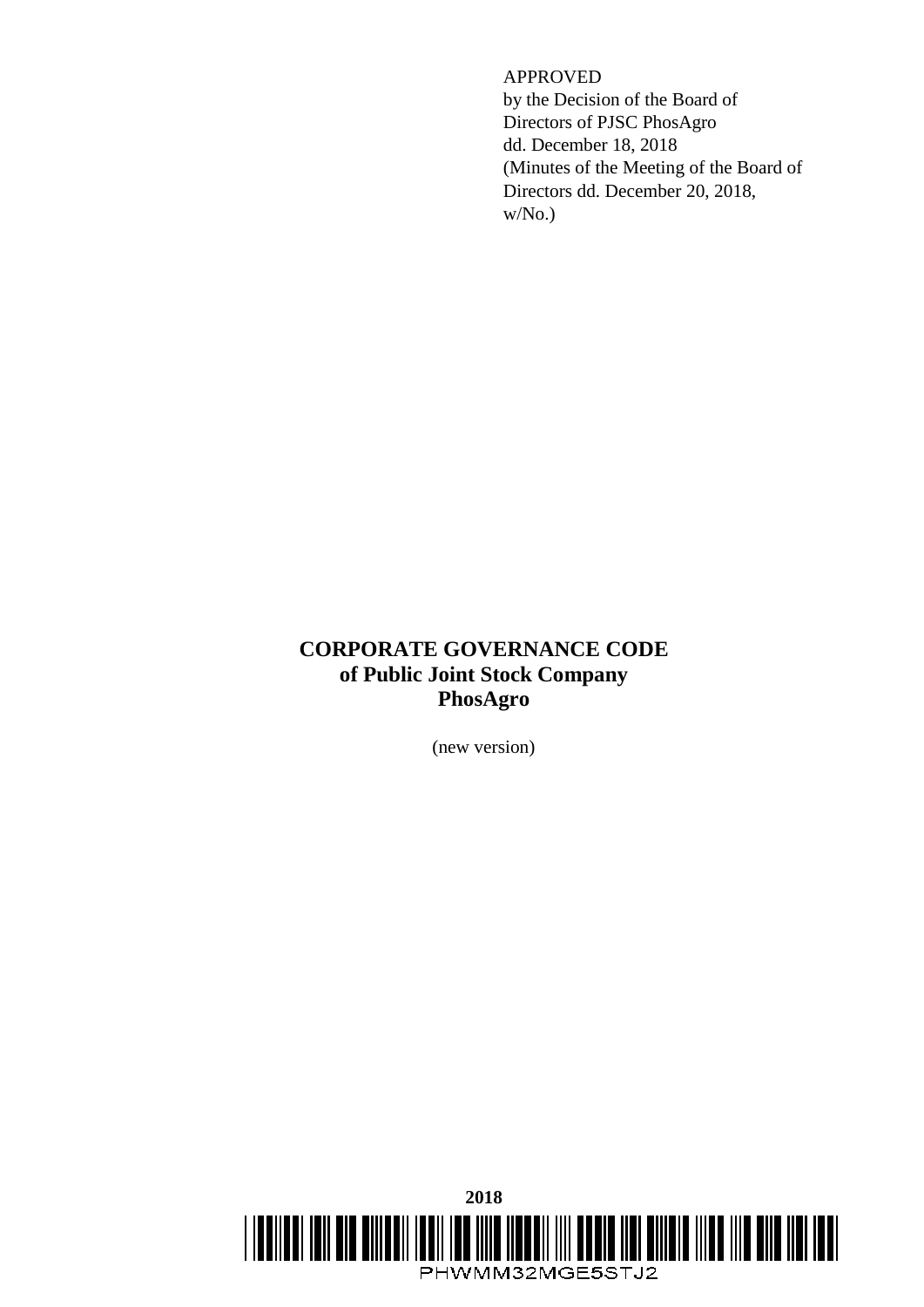APPROVED
by the Decision of the Board of
Directors of PJSC PhosAgro
dd. December 18, 2018
(Minutes of the Meeting of the Board of
Directors dd. December 20, 2018,
w/No.)

# CORPORATE GOVERNANCE CODE of Public Joint Stock Company PhosAgro

(new version)

**2018**

PHWMM32MGE5STJ2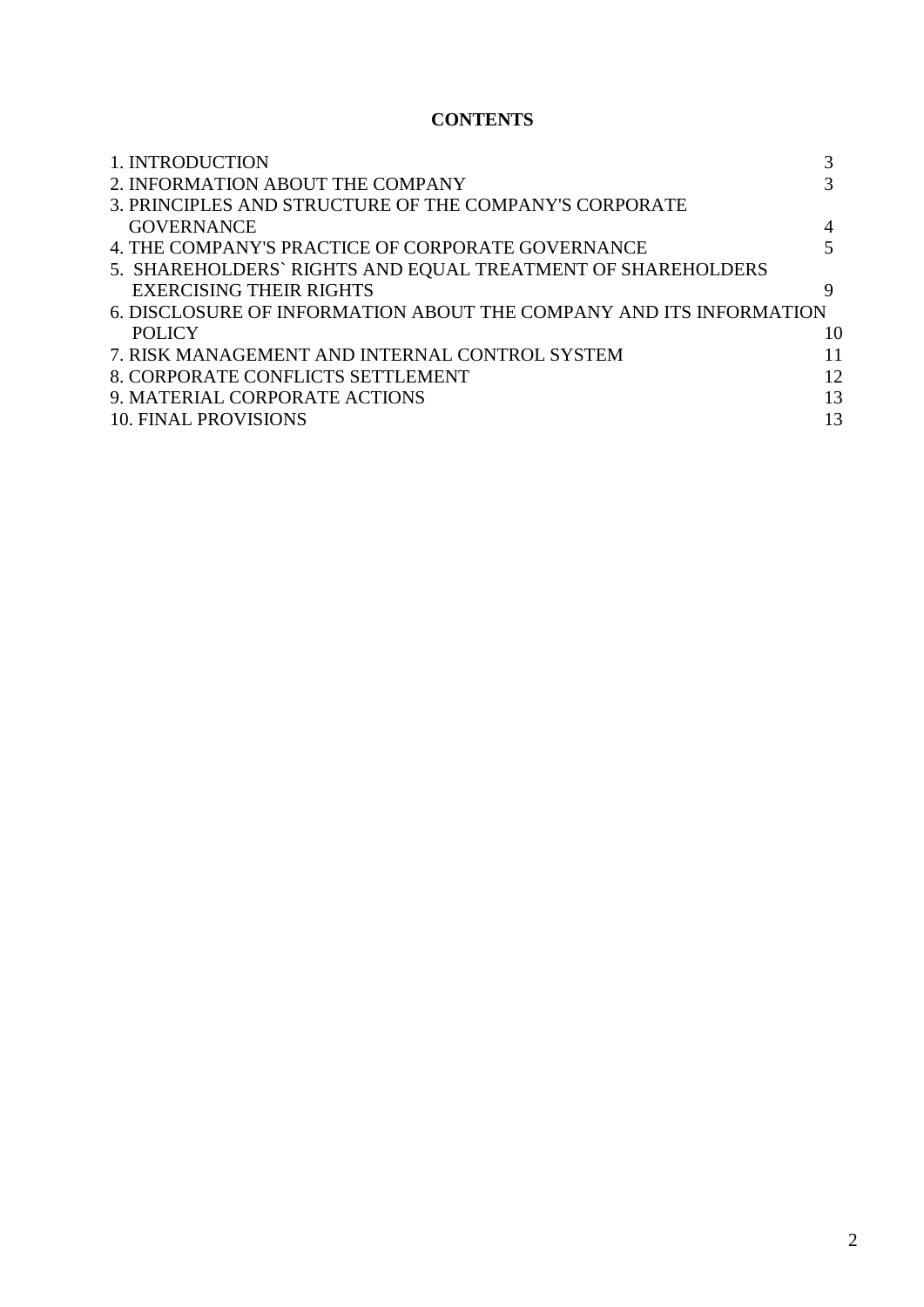**CONTENTS**

| | |
|---|---|
| 1. INTRODUCTION | 3 |
| 2. INFORMATION ABOUT THE COMPANY | 3 |
| 3. PRINCIPLES AND STRUCTURE OF THE COMPANY'S CORPORATE GOVERNANCE | 4 |
| 4. THE COMPANY'S PRACTICE OF CORPORATE GOVERNANCE | 5 |
| 5. SHAREHOLDERS` RIGHTS AND EQUAL TREATMENT OF SHAREHOLDERS EXERCISING THEIR RIGHTS | 9 |
| 6. DISCLOSURE OF INFORMATION ABOUT THE COMPANY AND ITS INFORMATION POLICY | 10 |
| 7. RISK MANAGEMENT AND INTERNAL CONTROL SYSTEM | 11 |
| 8. CORPORATE CONFLICTS SETTLEMENT | 12 |
| 9. MATERIAL CORPORATE ACTIONS | 13 |
| 10. FINAL PROVISIONS | 13 |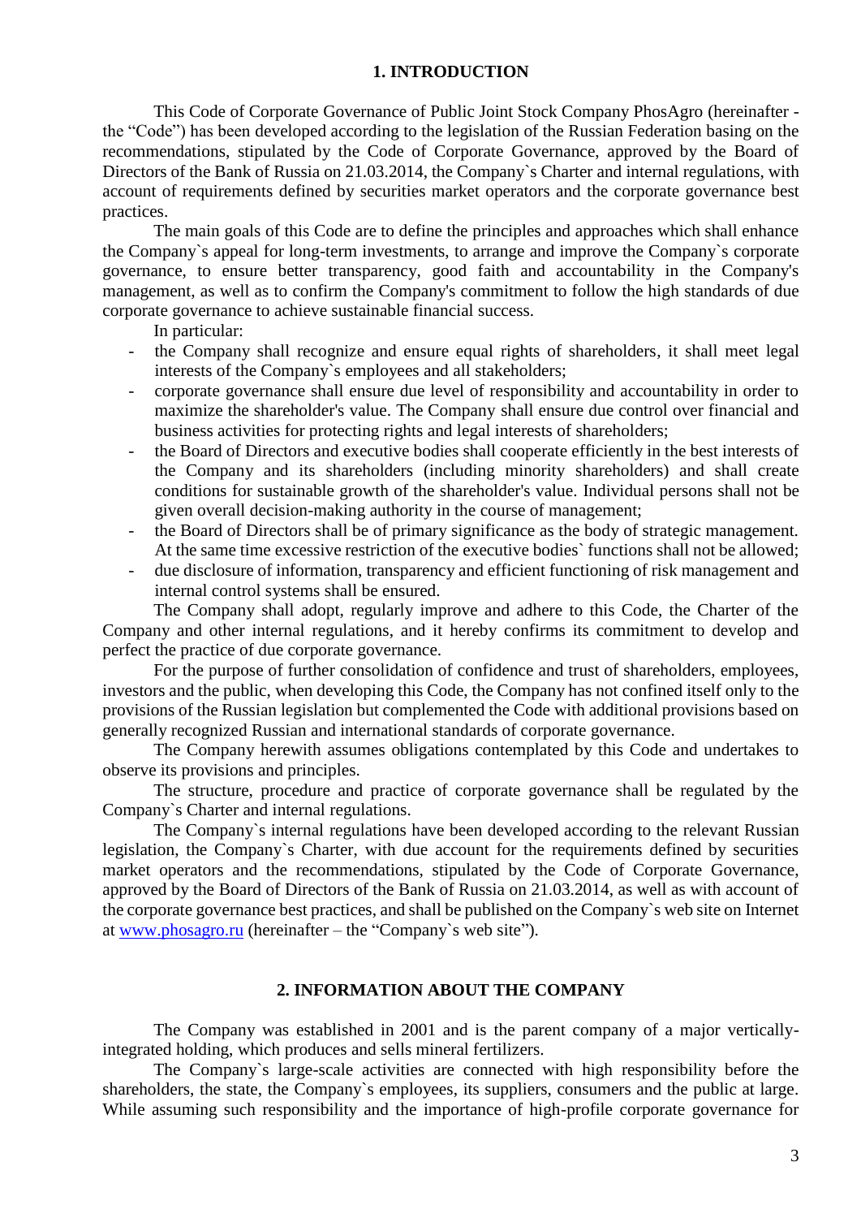## 1. INTRODUCTION

This Code of Corporate Governance of Public Joint Stock Company PhosAgro (hereinafter - the "Code") has been developed according to the legislation of the Russian Federation basing on the recommendations, stipulated by the Code of Corporate Governance, approved by the Board of Directors of the Bank of Russia on 21.03.2014, the Company`s Charter and internal regulations, with account of requirements defined by securities market operators and the corporate governance best practices.

The main goals of this Code are to define the principles and approaches which shall enhance the Company`s appeal for long-term investments, to arrange and improve the Company`s corporate governance, to ensure better transparency, good faith and accountability in the Company's management, as well as to confirm the Company's commitment to follow the high standards of due corporate governance to achieve sustainable financial success.

In particular:

- the Company shall recognize and ensure equal rights of shareholders, it shall meet legal interests of the Company`s employees and all stakeholders;
- corporate governance shall ensure due level of responsibility and accountability in order to maximize the shareholder's value. The Company shall ensure due control over financial and business activities for protecting rights and legal interests of shareholders;
- the Board of Directors and executive bodies shall cooperate efficiently in the best interests of the Company and its shareholders (including minority shareholders) and shall create conditions for sustainable growth of the shareholder's value. Individual persons shall not be given overall decision-making authority in the course of management;
- the Board of Directors shall be of primary significance as the body of strategic management. At the same time excessive restriction of the executive bodies` functions shall not be allowed;
- due disclosure of information, transparency and efficient functioning of risk management and internal control systems shall be ensured.

The Company shall adopt, regularly improve and adhere to this Code, the Charter of the Company and other internal regulations, and it hereby confirms its commitment to develop and perfect the practice of due corporate governance.

For the purpose of further consolidation of confidence and trust of shareholders, employees, investors and the public, when developing this Code, the Company has not confined itself only to the provisions of the Russian legislation but complemented the Code with additional provisions based on generally recognized Russian and international standards of corporate governance.

The Company herewith assumes obligations contemplated by this Code and undertakes to observe its provisions and principles.

The structure, procedure and practice of corporate governance shall be regulated by the Company`s Charter and internal regulations.

The Company`s internal regulations have been developed according to the relevant Russian legislation, the Company`s Charter, with due account for the requirements defined by securities market operators and the recommendations, stipulated by the Code of Corporate Governance, approved by the Board of Directors of the Bank of Russia on 21.03.2014, as well as with account of the corporate governance best practices, and shall be published on the Company`s web site on Internet at www.phosagro.ru (hereinafter – the "Company`s web site").

## 2. INFORMATION ABOUT THE COMPANY

The Company was established in 2001 and is the parent company of a major vertically-integrated holding, which produces and sells mineral fertilizers.

The Company`s large-scale activities are connected with high responsibility before the shareholders, the state, the Company`s employees, its suppliers, consumers and the public at large. While assuming such responsibility and the importance of high-profile corporate governance for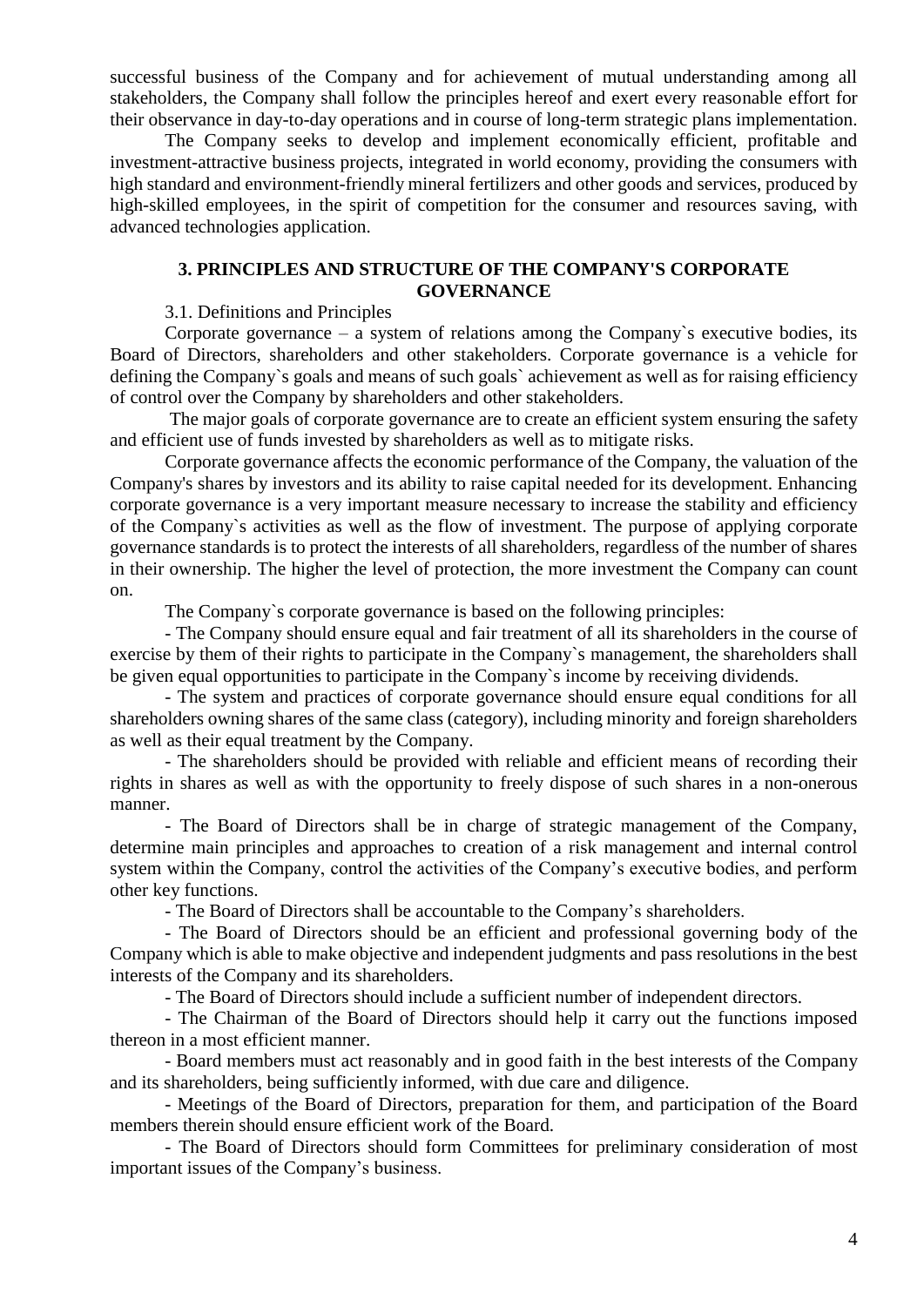successful business of the Company and for achievement of mutual understanding among all stakeholders, the Company shall follow the principles hereof and exert every reasonable effort for their observance in day-to-day operations and in course of long-term strategic plans implementation.

The Company seeks to develop and implement economically efficient, profitable and investment-attractive business projects, integrated in world economy, providing the consumers with high standard and environment-friendly mineral fertilizers and other goods and services, produced by high-skilled employees, in the spirit of competition for the consumer and resources saving, with advanced technologies application.

## 3. PRINCIPLES AND STRUCTURE OF THE COMPANY'S CORPORATE GOVERNANCE

3.1. Definitions and Principles

Corporate governance – a system of relations among the Company`s executive bodies, its Board of Directors, shareholders and other stakeholders. Corporate governance is a vehicle for defining the Company`s goals and means of such goals` achievement as well as for raising efficiency of control over the Company by shareholders and other stakeholders.

The major goals of corporate governance are to create an efficient system ensuring the safety and efficient use of funds invested by shareholders as well as to mitigate risks.

Corporate governance affects the economic performance of the Company, the valuation of the Company's shares by investors and its ability to raise capital needed for its development. Enhancing corporate governance is a very important measure necessary to increase the stability and efficiency of the Company`s activities as well as the flow of investment. The purpose of applying corporate governance standards is to protect the interests of all shareholders, regardless of the number of shares in their ownership. The higher the level of protection, the more investment the Company can count on.

The Company`s corporate governance is based on the following principles:

- The Company should ensure equal and fair treatment of all its shareholders in the course of exercise by them of their rights to participate in the Company`s management, the shareholders shall be given equal opportunities to participate in the Company`s income by receiving dividends.
- The system and practices of corporate governance should ensure equal conditions for all shareholders owning shares of the same class (category), including minority and foreign shareholders as well as their equal treatment by the Company.
- The shareholders should be provided with reliable and efficient means of recording their rights in shares as well as with the opportunity to freely dispose of such shares in a non-onerous manner.
- The Board of Directors shall be in charge of strategic management of the Company, determine main principles and approaches to creation of a risk management and internal control system within the Company, control the activities of the Company's executive bodies, and perform other key functions.
- The Board of Directors shall be accountable to the Company's shareholders.
- The Board of Directors should be an efficient and professional governing body of the Company which is able to make objective and independent judgments and pass resolutions in the best interests of the Company and its shareholders.
- The Board of Directors should include a sufficient number of independent directors.
- The Chairman of the Board of Directors should help it carry out the functions imposed thereon in a most efficient manner.
- Board members must act reasonably and in good faith in the best interests of the Company and its shareholders, being sufficiently informed, with due care and diligence.
- Meetings of the Board of Directors, preparation for them, and participation of the Board members therein should ensure efficient work of the Board.
- The Board of Directors should form Committees for preliminary consideration of most important issues of the Company's business.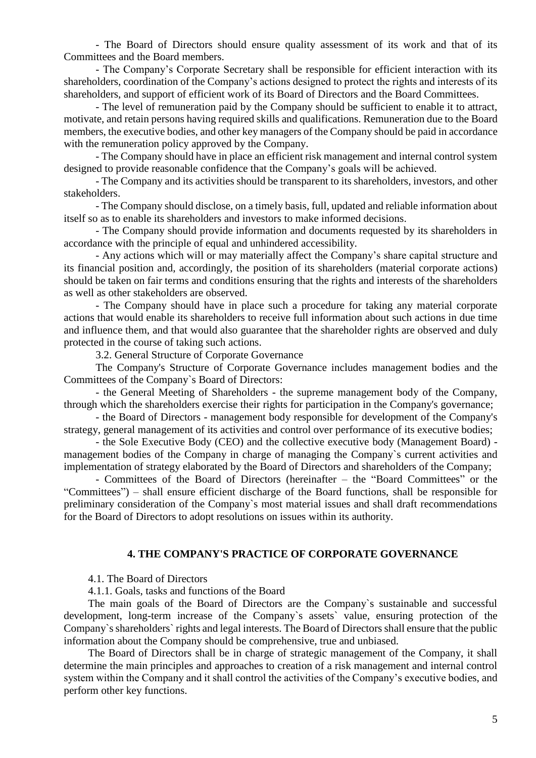- The Board of Directors should ensure quality assessment of its work and that of its Committees and the Board members.

- The Company's Corporate Secretary shall be responsible for efficient interaction with its shareholders, coordination of the Company's actions designed to protect the rights and interests of its shareholders, and support of efficient work of its Board of Directors and the Board Committees.

- The level of remuneration paid by the Company should be sufficient to enable it to attract, motivate, and retain persons having required skills and qualifications. Remuneration due to the Board members, the executive bodies, and other key managers of the Company should be paid in accordance with the remuneration policy approved by the Company.

- The Company should have in place an efficient risk management and internal control system designed to provide reasonable confidence that the Company's goals will be achieved.

- The Company and its activities should be transparent to its shareholders, investors, and other stakeholders.

- The Company should disclose, on a timely basis, full, updated and reliable information about itself so as to enable its shareholders and investors to make informed decisions.

- The Company should provide information and documents requested by its shareholders in accordance with the principle of equal and unhindered accessibility.

- Any actions which will or may materially affect the Company's share capital structure and its financial position and, accordingly, the position of its shareholders (material corporate actions) should be taken on fair terms and conditions ensuring that the rights and interests of the shareholders as well as other stakeholders are observed.

- The Company should have in place such a procedure for taking any material corporate actions that would enable its shareholders to receive full information about such actions in due time and influence them, and that would also guarantee that the shareholder rights are observed and duly protected in the course of taking such actions.

3.2. General Structure of Corporate Governance

The Company's Structure of Corporate Governance includes management bodies and the Committees of the Company`s Board of Directors:

- the General Meeting of Shareholders - the supreme management body of the Company, through which the shareholders exercise their rights for participation in the Company's governance;

- the Board of Directors - management body responsible for development of the Company's strategy, general management of its activities and control over performance of its executive bodies;

- the Sole Executive Body (CEO) and the collective executive body (Management Board) - management bodies of the Company in charge of managing the Company`s current activities and implementation of strategy elaborated by the Board of Directors and shareholders of the Company;

- Committees of the Board of Directors (hereinafter – the "Board Committees" or the "Committees") – shall ensure efficient discharge of the Board functions, shall be responsible for preliminary consideration of the Company`s most material issues and shall draft recommendations for the Board of Directors to adopt resolutions on issues within its authority.

## 4. THE COMPANY'S PRACTICE OF CORPORATE GOVERNANCE

4.1. The Board of Directors

4.1.1. Goals, tasks and functions of the Board

The main goals of the Board of Directors are the Company`s sustainable and successful development, long-term increase of the Company`s assets` value, ensuring protection of the Company`s shareholders` rights and legal interests. The Board of Directors shall ensure that the public information about the Company should be comprehensive, true and unbiased.

The Board of Directors shall be in charge of strategic management of the Company, it shall determine the main principles and approaches to creation of a risk management and internal control system within the Company and it shall control the activities of the Company's executive bodies, and perform other key functions.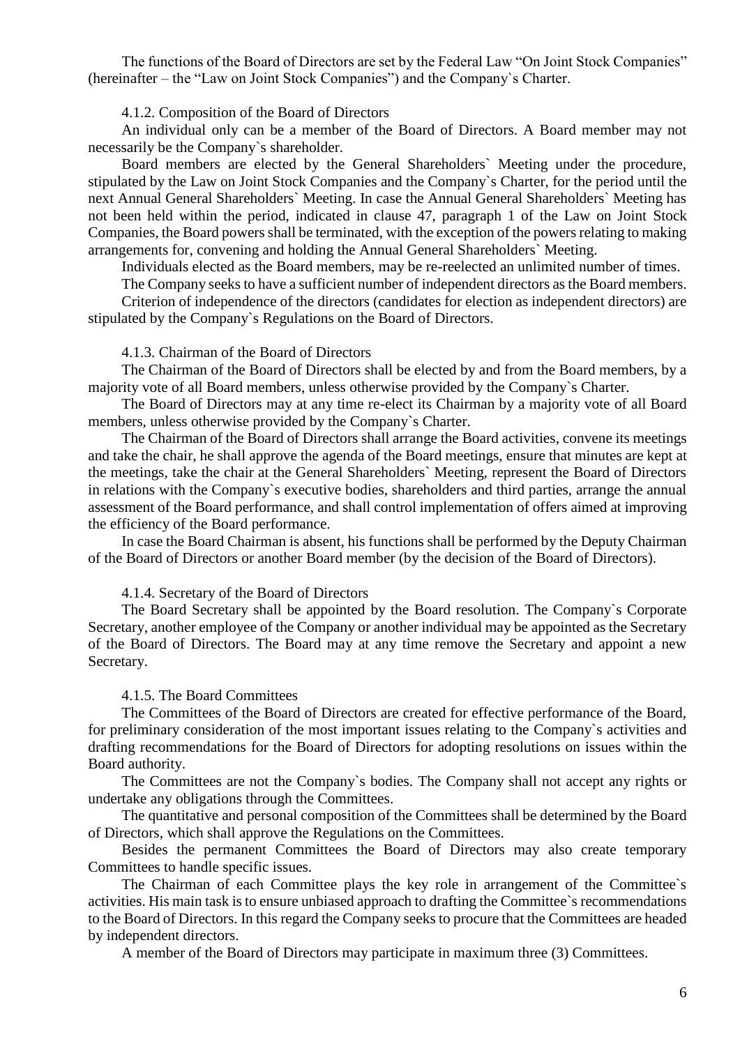The functions of the Board of Directors are set by the Federal Law "On Joint Stock Companies" (hereinafter – the "Law on Joint Stock Companies") and the Company`s Charter.

#### 4.1.2. Composition of the Board of Directors

An individual only can be a member of the Board of Directors. A Board member may not necessarily be the Company`s shareholder.

Board members are elected by the General Shareholders` Meeting under the procedure, stipulated by the Law on Joint Stock Companies and the Company`s Charter, for the period until the next Annual General Shareholders` Meeting. In case the Annual General Shareholders` Meeting has not been held within the period, indicated in clause 47, paragraph 1 of the Law on Joint Stock Companies, the Board powers shall be terminated, with the exception of the powers relating to making arrangements for, convening and holding the Annual General Shareholders` Meeting.

Individuals elected as the Board members, may be re-reelected an unlimited number of times.

The Company seeks to have a sufficient number of independent directors as the Board members.

Criterion of independence of the directors (candidates for election as independent directors) are stipulated by the Company`s Regulations on the Board of Directors.

#### 4.1.3. Chairman of the Board of Directors

The Chairman of the Board of Directors shall be elected by and from the Board members, by a majority vote of all Board members, unless otherwise provided by the Company`s Charter.

The Board of Directors may at any time re-elect its Chairman by a majority vote of all Board members, unless otherwise provided by the Company`s Charter.

The Chairman of the Board of Directors shall arrange the Board activities, convene its meetings and take the chair, he shall approve the agenda of the Board meetings, ensure that minutes are kept at the meetings, take the chair at the General Shareholders` Meeting, represent the Board of Directors in relations with the Company`s executive bodies, shareholders and third parties, arrange the annual assessment of the Board performance, and shall control implementation of offers aimed at improving the efficiency of the Board performance.

In case the Board Chairman is absent, his functions shall be performed by the Deputy Chairman of the Board of Directors or another Board member (by the decision of the Board of Directors).

#### 4.1.4. Secretary of the Board of Directors

The Board Secretary shall be appointed by the Board resolution. The Company`s Corporate Secretary, another employee of the Company or another individual may be appointed as the Secretary of the Board of Directors. The Board may at any time remove the Secretary and appoint a new Secretary.

#### 4.1.5. The Board Committees

The Committees of the Board of Directors are created for effective performance of the Board, for preliminary consideration of the most important issues relating to the Company`s activities and drafting recommendations for the Board of Directors for adopting resolutions on issues within the Board authority.

The Committees are not the Company`s bodies. The Company shall not accept any rights or undertake any obligations through the Committees.

The quantitative and personal composition of the Committees shall be determined by the Board of Directors, which shall approve the Regulations on the Committees.

Besides the permanent Committees the Board of Directors may also create temporary Committees to handle specific issues.

The Chairman of each Committee plays the key role in arrangement of the Committee`s activities. His main task is to ensure unbiased approach to drafting the Committee`s recommendations to the Board of Directors. In this regard the Company seeks to procure that the Committees are headed by independent directors.

A member of the Board of Directors may participate in maximum three (3) Committees.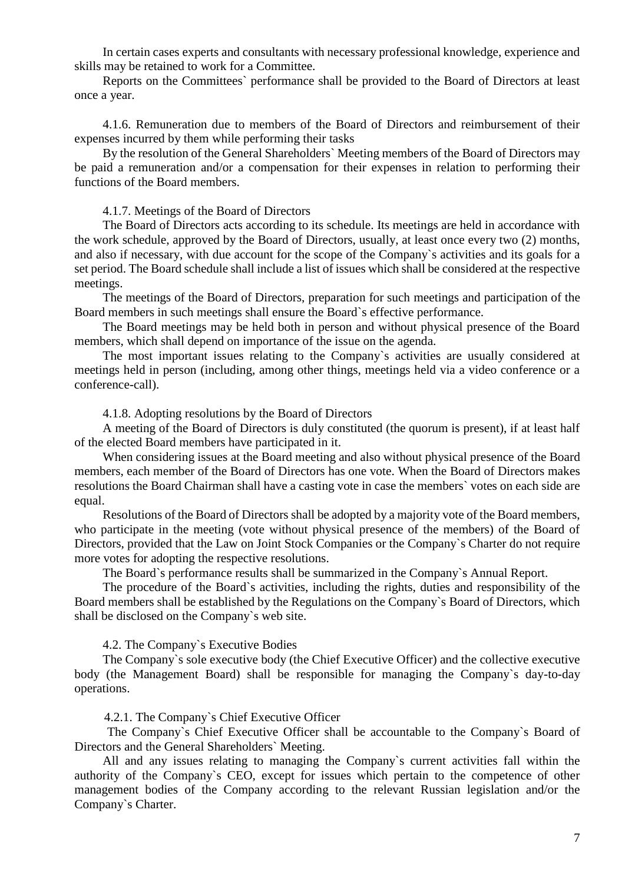In certain cases experts and consultants with necessary professional knowledge, experience and skills may be retained to work for a Committee.

Reports on the Committees` performance shall be provided to the Board of Directors at least once a year.

#### 4.1.6. Remuneration due to members of the Board of Directors and reimbursement of their expenses incurred by them while performing their tasks

By the resolution of the General Shareholders` Meeting members of the Board of Directors may be paid a remuneration and/or a compensation for their expenses in relation to performing their functions of the Board members.

#### 4.1.7. Meetings of the Board of Directors

The Board of Directors acts according to its schedule. Its meetings are held in accordance with the work schedule, approved by the Board of Directors, usually, at least once every two (2) months, and also if necessary, with due account for the scope of the Company`s activities and its goals for a set period. The Board schedule shall include a list of issues which shall be considered at the respective meetings.

The meetings of the Board of Directors, preparation for such meetings and participation of the Board members in such meetings shall ensure the Board`s effective performance.

The Board meetings may be held both in person and without physical presence of the Board members, which shall depend on importance of the issue on the agenda.

The most important issues relating to the Company`s activities are usually considered at meetings held in person (including, among other things, meetings held via a video conference or a conference-call).

#### 4.1.8. Adopting resolutions by the Board of Directors

A meeting of the Board of Directors is duly constituted (the quorum is present), if at least half of the elected Board members have participated in it.

When considering issues at the Board meeting and also without physical presence of the Board members, each member of the Board of Directors has one vote. When the Board of Directors makes resolutions the Board Chairman shall have a casting vote in case the members` votes on each side are equal.

Resolutions of the Board of Directors shall be adopted by a majority vote of the Board members, who participate in the meeting (vote without physical presence of the members) of the Board of Directors, provided that the Law on Joint Stock Companies or the Company`s Charter do not require more votes for adopting the respective resolutions.

The Board`s performance results shall be summarized in the Company`s Annual Report.

The procedure of the Board`s activities, including the rights, duties and responsibility of the Board members shall be established by the Regulations on the Company`s Board of Directors, which shall be disclosed on the Company`s web site.

### 4.2. The Company`s Executive Bodies

The Company`s sole executive body (the Chief Executive Officer) and the collective executive body (the Management Board) shall be responsible for managing the Company`s day-to-day operations.

#### 4.2.1. The Company`s Chief Executive Officer

The Company`s Chief Executive Officer shall be accountable to the Company`s Board of Directors and the General Shareholders` Meeting.

All and any issues relating to managing the Company`s current activities fall within the authority of the Company`s CEO, except for issues which pertain to the competence of other management bodies of the Company according to the relevant Russian legislation and/or the Company`s Charter.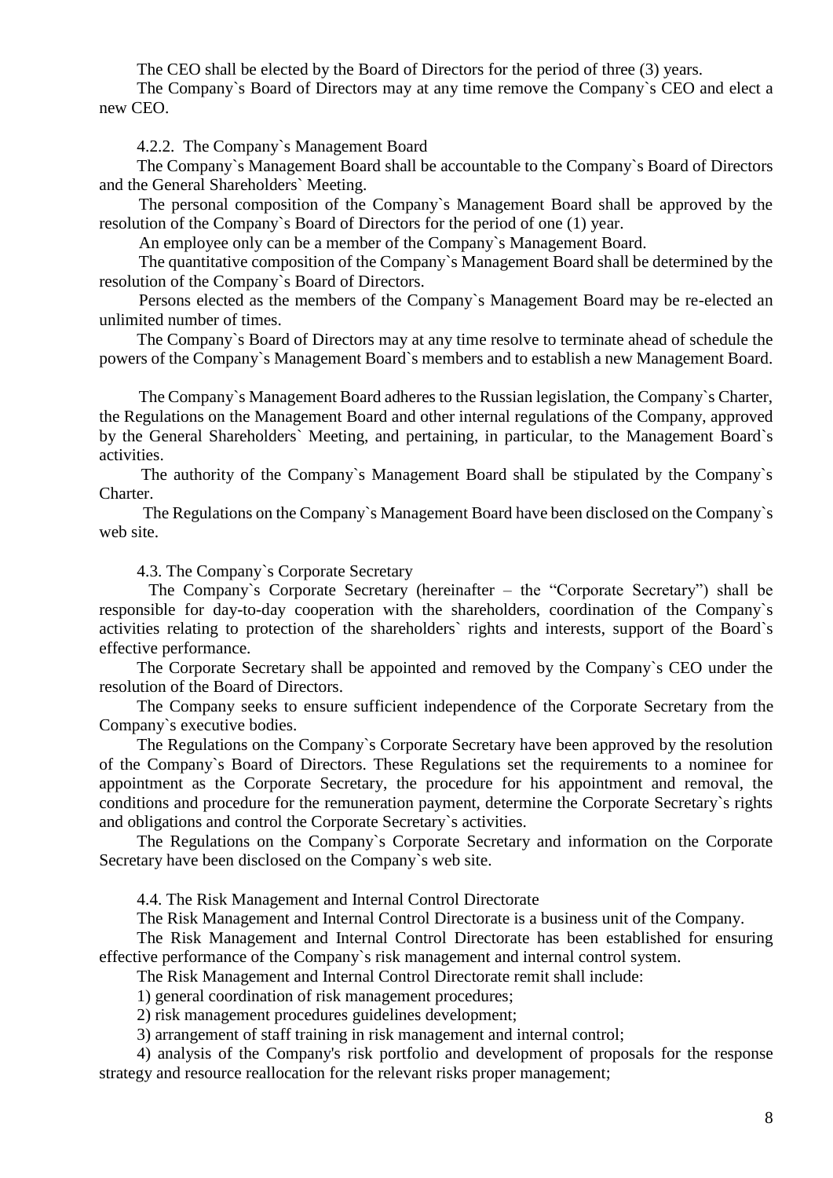The CEO shall be elected by the Board of Directors for the period of three (3) years.

The Company`s Board of Directors may at any time remove the Company`s CEO and elect a new CEO.

4.2.2. The Company`s Management Board

The Company`s Management Board shall be accountable to the Company`s Board of Directors and the General Shareholders` Meeting.

The personal composition of the Company`s Management Board shall be approved by the resolution of the Company`s Board of Directors for the period of one (1) year.

An employee only can be a member of the Company`s Management Board.

The quantitative composition of the Company`s Management Board shall be determined by the resolution of the Company`s Board of Directors.

Persons elected as the members of the Company`s Management Board may be re-elected an unlimited number of times.

The Company`s Board of Directors may at any time resolve to terminate ahead of schedule the powers of the Company`s Management Board`s members and to establish a new Management Board.

The Company`s Management Board adheres to the Russian legislation, the Company`s Charter, the Regulations on the Management Board and other internal regulations of the Company, approved by the General Shareholders` Meeting, and pertaining, in particular, to the Management Board`s activities.

The authority of the Company`s Management Board shall be stipulated by the Company`s Charter.

The Regulations on the Company`s Management Board have been disclosed on the Company`s web site.

4.3. The Company`s Corporate Secretary

The Company`s Corporate Secretary (hereinafter – the "Corporate Secretary") shall be responsible for day-to-day cooperation with the shareholders, coordination of the Company`s activities relating to protection of the shareholders` rights and interests, support of the Board`s effective performance.

The Corporate Secretary shall be appointed and removed by the Company`s CEO under the resolution of the Board of Directors.

The Company seeks to ensure sufficient independence of the Corporate Secretary from the Company`s executive bodies.

The Regulations on the Company`s Corporate Secretary have been approved by the resolution of the Company`s Board of Directors. These Regulations set the requirements to a nominee for appointment as the Corporate Secretary, the procedure for his appointment and removal, the conditions and procedure for the remuneration payment, determine the Corporate Secretary`s rights and obligations and control the Corporate Secretary`s activities.

The Regulations on the Company`s Corporate Secretary and information on the Corporate Secretary have been disclosed on the Company`s web site.

4.4. The Risk Management and Internal Control Directorate

The Risk Management and Internal Control Directorate is a business unit of the Company.

The Risk Management and Internal Control Directorate has been established for ensuring effective performance of the Company`s risk management and internal control system.

The Risk Management and Internal Control Directorate remit shall include:

1) general coordination of risk management procedures;

2) risk management procedures guidelines development;

3) arrangement of staff training in risk management and internal control;

4) analysis of the Company's risk portfolio and development of proposals for the response strategy and resource reallocation for the relevant risks proper management;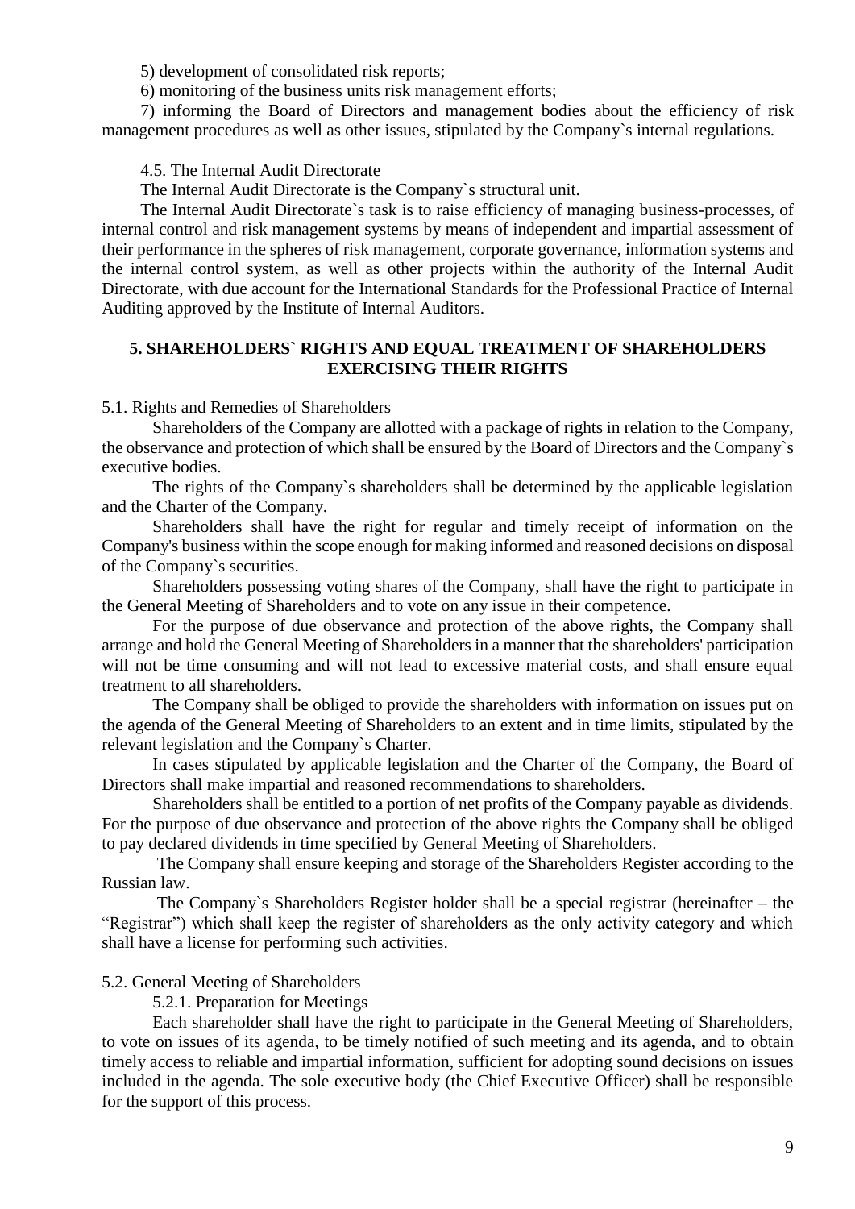5) development of consolidated risk reports;

6) monitoring of the business units risk management efforts;

7) informing the Board of Directors and management bodies about the efficiency of risk management procedures as well as other issues, stipulated by the Company`s internal regulations.

4.5. The Internal Audit Directorate

The Internal Audit Directorate is the Company`s structural unit.

The Internal Audit Directorate`s task is to raise efficiency of managing business-processes, of internal control and risk management systems by means of independent and impartial assessment of their performance in the spheres of risk management, corporate governance, information systems and the internal control system, as well as other projects within the authority of the Internal Audit Directorate, with due account for the International Standards for the Professional Practice of Internal Auditing approved by the Institute of Internal Auditors.

## 5. SHAREHOLDERS` RIGHTS AND EQUAL TREATMENT OF SHAREHOLDERS EXERCISING THEIR RIGHTS

5.1. Rights and Remedies of Shareholders

Shareholders of the Company are allotted with a package of rights in relation to the Company, the observance and protection of which shall be ensured by the Board of Directors and the Company`s executive bodies.

The rights of the Company`s shareholders shall be determined by the applicable legislation and the Charter of the Company.

Shareholders shall have the right for regular and timely receipt of information on the Company's business within the scope enough for making informed and reasoned decisions on disposal of the Company`s securities.

Shareholders possessing voting shares of the Company, shall have the right to participate in the General Meeting of Shareholders and to vote on any issue in their competence.

For the purpose of due observance and protection of the above rights, the Company shall arrange and hold the General Meeting of Shareholders in a manner that the shareholders' participation will not be time consuming and will not lead to excessive material costs, and shall ensure equal treatment to all shareholders.

The Company shall be obliged to provide the shareholders with information on issues put on the agenda of the General Meeting of Shareholders to an extent and in time limits, stipulated by the relevant legislation and the Company`s Charter.

In cases stipulated by applicable legislation and the Charter of the Company, the Board of Directors shall make impartial and reasoned recommendations to shareholders.

Shareholders shall be entitled to a portion of net profits of the Company payable as dividends. For the purpose of due observance and protection of the above rights the Company shall be obliged to pay declared dividends in time specified by General Meeting of Shareholders.

The Company shall ensure keeping and storage of the Shareholders Register according to the Russian law.

The Company`s Shareholders Register holder shall be a special registrar (hereinafter – the "Registrar") which shall keep the register of shareholders as the only activity category and which shall have a license for performing such activities.

5.2. General Meeting of Shareholders

5.2.1. Preparation for Meetings

Each shareholder shall have the right to participate in the General Meeting of Shareholders, to vote on issues of its agenda, to be timely notified of such meeting and its agenda, and to obtain timely access to reliable and impartial information, sufficient for adopting sound decisions on issues included in the agenda. The sole executive body (the Chief Executive Officer) shall be responsible for the support of this process.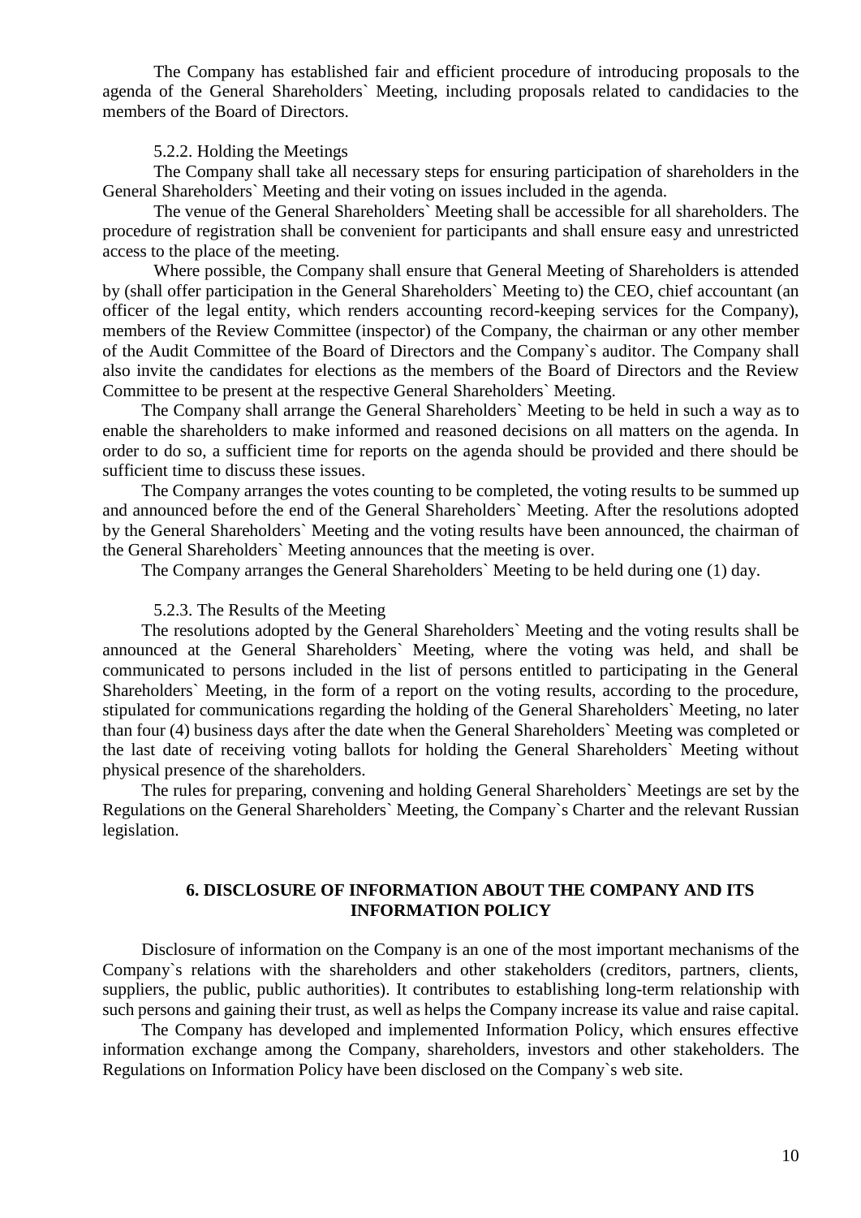The Company has established fair and efficient procedure of introducing proposals to the agenda of the General Shareholders` Meeting, including proposals related to candidacies to the members of the Board of Directors.

5.2.2. Holding the Meetings

The Company shall take all necessary steps for ensuring participation of shareholders in the General Shareholders` Meeting and their voting on issues included in the agenda.

The venue of the General Shareholders` Meeting shall be accessible for all shareholders. The procedure of registration shall be convenient for participants and shall ensure easy and unrestricted access to the place of the meeting.

Where possible, the Company shall ensure that General Meeting of Shareholders is attended by (shall offer participation in the General Shareholders` Meeting to) the CEO, chief accountant (an officer of the legal entity, which renders accounting record-keeping services for the Company), members of the Review Committee (inspector) of the Company, the chairman or any other member of the Audit Committee of the Board of Directors and the Company`s auditor. The Company shall also invite the candidates for elections as the members of the Board of Directors and the Review Committee to be present at the respective General Shareholders` Meeting.

The Company shall arrange the General Shareholders` Meeting to be held in such a way as to enable the shareholders to make informed and reasoned decisions on all matters on the agenda. In order to do so, a sufficient time for reports on the agenda should be provided and there should be sufficient time to discuss these issues.

The Company arranges the votes counting to be completed, the voting results to be summed up and announced before the end of the General Shareholders` Meeting. After the resolutions adopted by the General Shareholders` Meeting and the voting results have been announced, the chairman of the General Shareholders` Meeting announces that the meeting is over.

The Company arranges the General Shareholders` Meeting to be held during one (1) day.

5.2.3. The Results of the Meeting

The resolutions adopted by the General Shareholders` Meeting and the voting results shall be announced at the General Shareholders` Meeting, where the voting was held, and shall be communicated to persons included in the list of persons entitled to participating in the General Shareholders` Meeting, in the form of a report on the voting results, according to the procedure, stipulated for communications regarding the holding of the General Shareholders` Meeting, no later than four (4) business days after the date when the General Shareholders` Meeting was completed or the last date of receiving voting ballots for holding the General Shareholders` Meeting without physical presence of the shareholders.

The rules for preparing, convening and holding General Shareholders` Meetings are set by the Regulations on the General Shareholders` Meeting, the Company`s Charter and the relevant Russian legislation.

## 6. DISCLOSURE OF INFORMATION ABOUT THE COMPANY AND ITS INFORMATION POLICY

Disclosure of information on the Company is an one of the most important mechanisms of the Company`s relations with the shareholders and other stakeholders (creditors, partners, clients, suppliers, the public, public authorities). It contributes to establishing long-term relationship with such persons and gaining their trust, as well as helps the Company increase its value and raise capital.

The Company has developed and implemented Information Policy, which ensures effective information exchange among the Company, shareholders, investors and other stakeholders. The Regulations on Information Policy have been disclosed on the Company`s web site.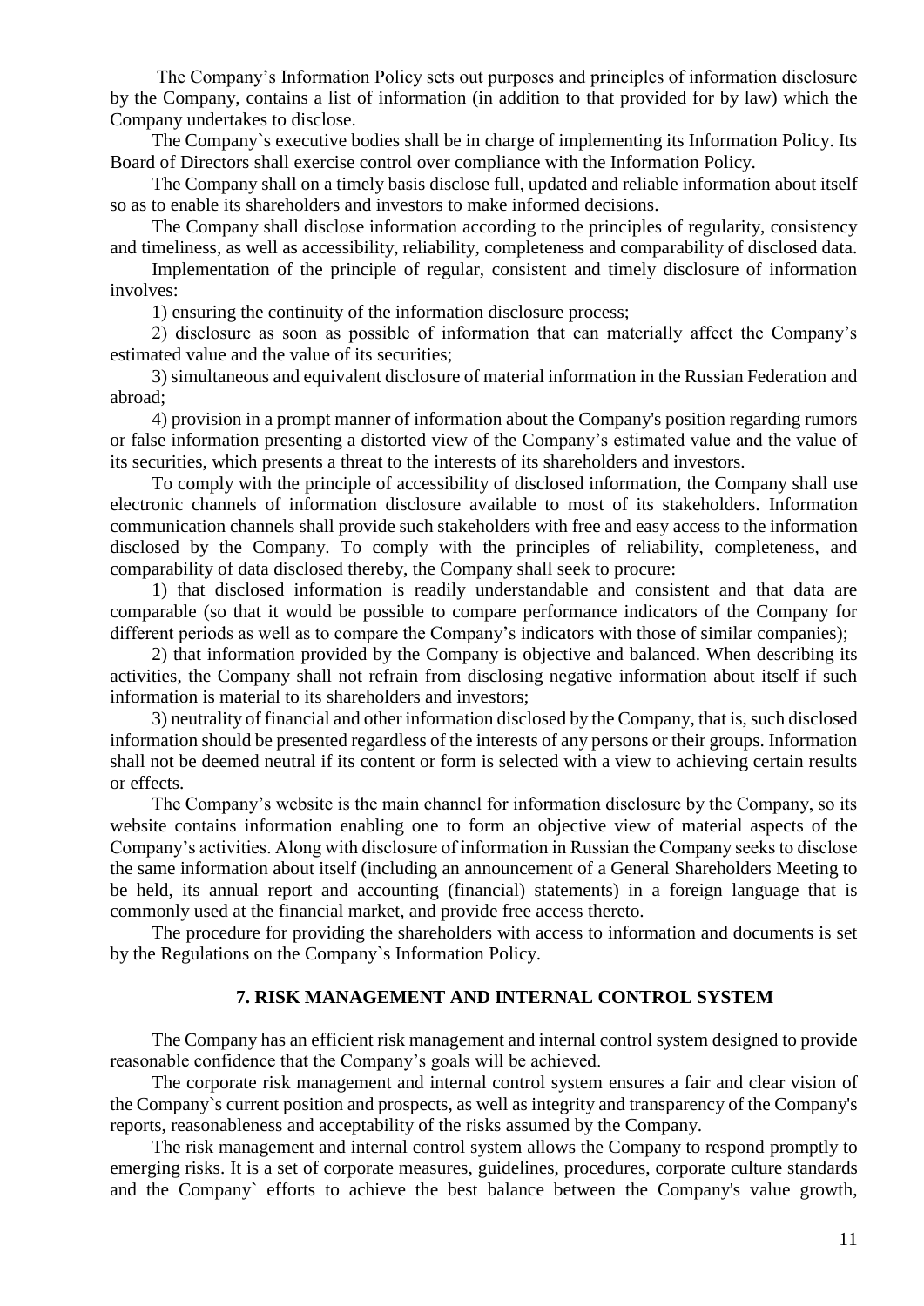The Company's Information Policy sets out purposes and principles of information disclosure by the Company, contains a list of information (in addition to that provided for by law) which the Company undertakes to disclose.

The Company`s executive bodies shall be in charge of implementing its Information Policy. Its Board of Directors shall exercise control over compliance with the Information Policy.

The Company shall on a timely basis disclose full, updated and reliable information about itself so as to enable its shareholders and investors to make informed decisions.

The Company shall disclose information according to the principles of regularity, consistency and timeliness, as well as accessibility, reliability, completeness and comparability of disclosed data.

Implementation of the principle of regular, consistent and timely disclosure of information involves:

1) ensuring the continuity of the information disclosure process;

2) disclosure as soon as possible of information that can materially affect the Company's estimated value and the value of its securities;

3) simultaneous and equivalent disclosure of material information in the Russian Federation and abroad;

4) provision in a prompt manner of information about the Company's position regarding rumors or false information presenting a distorted view of the Company's estimated value and the value of its securities, which presents a threat to the interests of its shareholders and investors.

To comply with the principle of accessibility of disclosed information, the Company shall use electronic channels of information disclosure available to most of its stakeholders. Information communication channels shall provide such stakeholders with free and easy access to the information disclosed by the Company. To comply with the principles of reliability, completeness, and comparability of data disclosed thereby, the Company shall seek to procure:

1) that disclosed information is readily understandable and consistent and that data are comparable (so that it would be possible to compare performance indicators of the Company for different periods as well as to compare the Company's indicators with those of similar companies);

2) that information provided by the Company is objective and balanced. When describing its activities, the Company shall not refrain from disclosing negative information about itself if such information is material to its shareholders and investors;

3) neutrality of financial and other information disclosed by the Company, that is, such disclosed information should be presented regardless of the interests of any persons or their groups. Information shall not be deemed neutral if its content or form is selected with a view to achieving certain results or effects.

The Company's website is the main channel for information disclosure by the Company, so its website contains information enabling one to form an objective view of material aspects of the Company's activities. Along with disclosure of information in Russian the Company seeks to disclose the same information about itself (including an announcement of a General Shareholders Meeting to be held, its annual report and accounting (financial) statements) in a foreign language that is commonly used at the financial market, and provide free access thereto.

The procedure for providing the shareholders with access to information and documents is set by the Regulations on the Company`s Information Policy.

## 7. RISK MANAGEMENT AND INTERNAL CONTROL SYSTEM

The Company has an efficient risk management and internal control system designed to provide reasonable confidence that the Company's goals will be achieved.

The corporate risk management and internal control system ensures a fair and clear vision of the Company`s current position and prospects, as well as integrity and transparency of the Company's reports, reasonableness and acceptability of the risks assumed by the Company.

The risk management and internal control system allows the Company to respond promptly to emerging risks. It is a set of corporate measures, guidelines, procedures, corporate culture standards and the Company` efforts to achieve the best balance between the Company's value growth,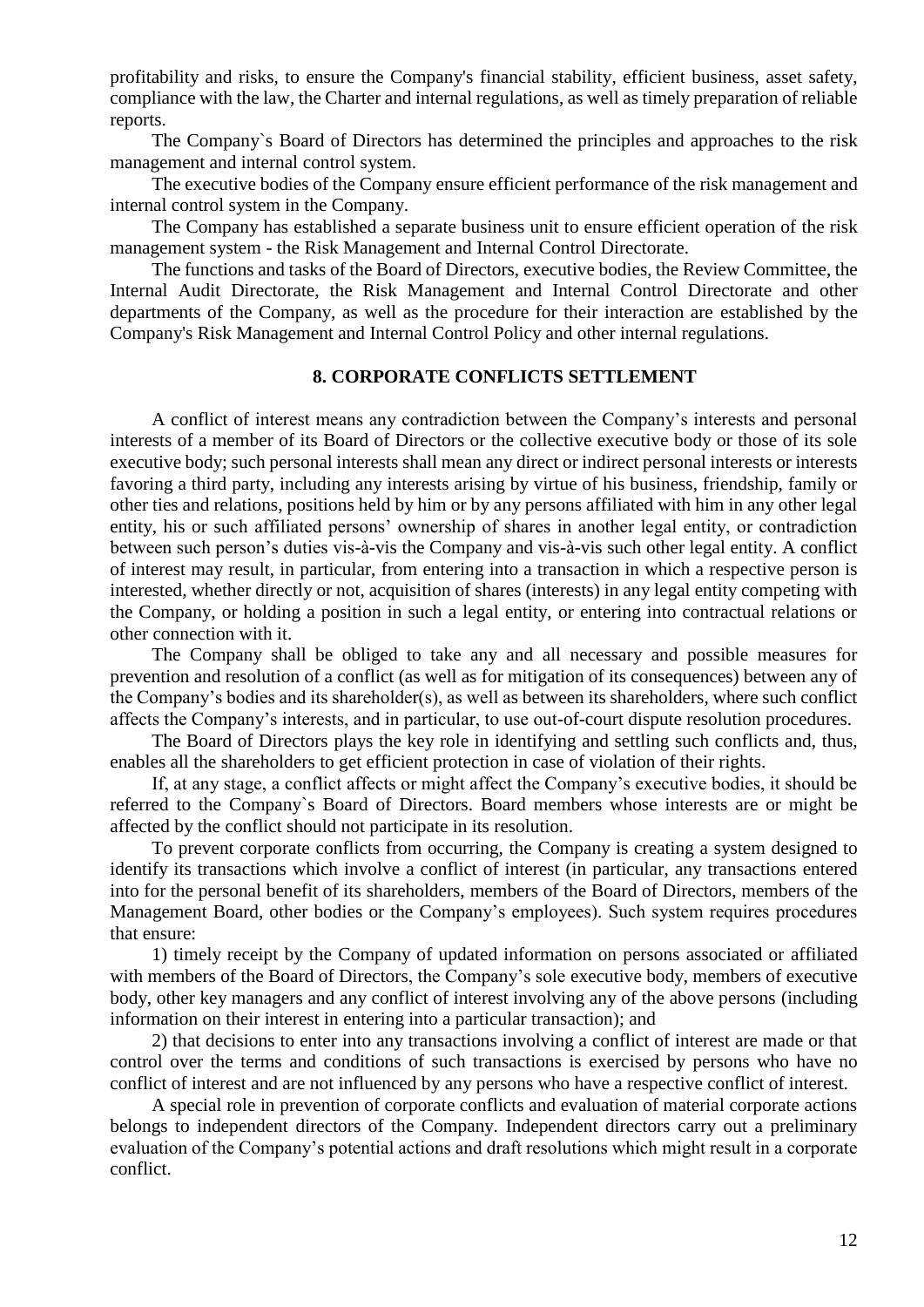profitability and risks, to ensure the Company's financial stability, efficient business, asset safety, compliance with the law, the Charter and internal regulations, as well as timely preparation of reliable reports.

The Company`s Board of Directors has determined the principles and approaches to the risk management and internal control system.

The executive bodies of the Company ensure efficient performance of the risk management and internal control system in the Company.

The Company has established a separate business unit to ensure efficient operation of the risk management system - the Risk Management and Internal Control Directorate.

The functions and tasks of the Board of Directors, executive bodies, the Review Committee, the Internal Audit Directorate, the Risk Management and Internal Control Directorate and other departments of the Company, as well as the procedure for their interaction are established by the Company's Risk Management and Internal Control Policy and other internal regulations.

## 8. CORPORATE CONFLICTS SETTLEMENT

A conflict of interest means any contradiction between the Company's interests and personal interests of a member of its Board of Directors or the collective executive body or those of its sole executive body; such personal interests shall mean any direct or indirect personal interests or interests favoring a third party, including any interests arising by virtue of his business, friendship, family or other ties and relations, positions held by him or by any persons affiliated with him in any other legal entity, his or such affiliated persons' ownership of shares in another legal entity, or contradiction between such person's duties vis-à-vis the Company and vis-à-vis such other legal entity. A conflict of interest may result, in particular, from entering into a transaction in which a respective person is interested, whether directly or not, acquisition of shares (interests) in any legal entity competing with the Company, or holding a position in such a legal entity, or entering into contractual relations or other connection with it.

The Company shall be obliged to take any and all necessary and possible measures for prevention and resolution of a conflict (as well as for mitigation of its consequences) between any of the Company's bodies and its shareholder(s), as well as between its shareholders, where such conflict affects the Company's interests, and in particular, to use out-of-court dispute resolution procedures.

The Board of Directors plays the key role in identifying and settling such conflicts and, thus, enables all the shareholders to get efficient protection in case of violation of their rights.

If, at any stage, a conflict affects or might affect the Company's executive bodies, it should be referred to the Company`s Board of Directors. Board members whose interests are or might be affected by the conflict should not participate in its resolution.

To prevent corporate conflicts from occurring, the Company is creating a system designed to identify its transactions which involve a conflict of interest (in particular, any transactions entered into for the personal benefit of its shareholders, members of the Board of Directors, members of the Management Board, other bodies or the Company's employees). Such system requires procedures that ensure:

1) timely receipt by the Company of updated information on persons associated or affiliated with members of the Board of Directors, the Company's sole executive body, members of executive body, other key managers and any conflict of interest involving any of the above persons (including information on their interest in entering into a particular transaction); and

2) that decisions to enter into any transactions involving a conflict of interest are made or that control over the terms and conditions of such transactions is exercised by persons who have no conflict of interest and are not influenced by any persons who have a respective conflict of interest.

A special role in prevention of corporate conflicts and evaluation of material corporate actions belongs to independent directors of the Company. Independent directors carry out a preliminary evaluation of the Company's potential actions and draft resolutions which might result in a corporate conflict.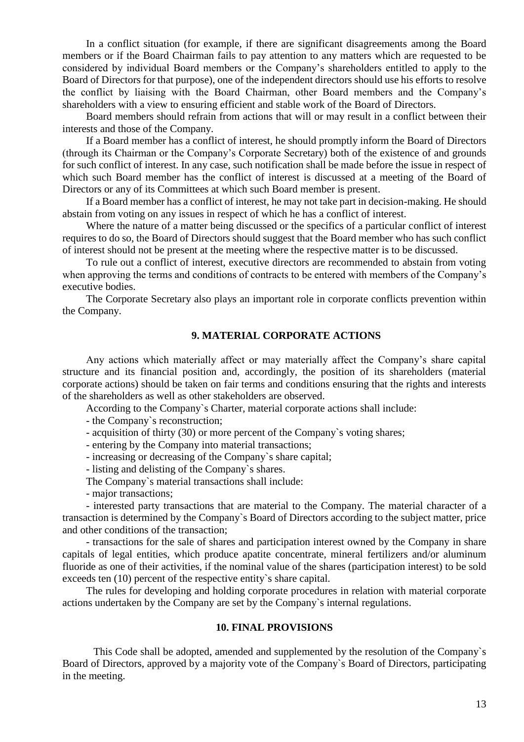In a conflict situation (for example, if there are significant disagreements among the Board members or if the Board Chairman fails to pay attention to any matters which are requested to be considered by individual Board members or the Company's shareholders entitled to apply to the Board of Directors for that purpose), one of the independent directors should use his efforts to resolve the conflict by liaising with the Board Chairman, other Board members and the Company's shareholders with a view to ensuring efficient and stable work of the Board of Directors.

Board members should refrain from actions that will or may result in a conflict between their interests and those of the Company.

If a Board member has a conflict of interest, he should promptly inform the Board of Directors (through its Chairman or the Company's Corporate Secretary) both of the existence of and grounds for such conflict of interest. In any case, such notification shall be made before the issue in respect of which such Board member has the conflict of interest is discussed at a meeting of the Board of Directors or any of its Committees at which such Board member is present.

If a Board member has a conflict of interest, he may not take part in decision-making. He should abstain from voting on any issues in respect of which he has a conflict of interest.

Where the nature of a matter being discussed or the specifics of a particular conflict of interest requires to do so, the Board of Directors should suggest that the Board member who has such conflict of interest should not be present at the meeting where the respective matter is to be discussed.

To rule out a conflict of interest, executive directors are recommended to abstain from voting when approving the terms and conditions of contracts to be entered with members of the Company's executive bodies.

The Corporate Secretary also plays an important role in corporate conflicts prevention within the Company.

## 9. MATERIAL CORPORATE ACTIONS

Any actions which materially affect or may materially affect the Company's share capital structure and its financial position and, accordingly, the position of its shareholders (material corporate actions) should be taken on fair terms and conditions ensuring that the rights and interests of the shareholders as well as other stakeholders are observed.

According to the Company`s Charter, material corporate actions shall include:

- the Company`s reconstruction;
- acquisition of thirty (30) or more percent of the Company`s voting shares;
- entering by the Company into material transactions;
- increasing or decreasing of the Company`s share capital;
- listing and delisting of the Company`s shares.

The Company`s material transactions shall include:

- major transactions;
- interested party transactions that are material to the Company. The material character of a transaction is determined by the Company`s Board of Directors according to the subject matter, price and other conditions of the transaction;
- transactions for the sale of shares and participation interest owned by the Company in share capitals of legal entities, which produce apatite concentrate, mineral fertilizers and/or aluminum fluoride as one of their activities, if the nominal value of the shares (participation interest) to be sold exceeds ten (10) percent of the respective entity`s share capital.

The rules for developing and holding corporate procedures in relation with material corporate actions undertaken by the Company are set by the Company`s internal regulations.

## 10. FINAL PROVISIONS

This Code shall be adopted, amended and supplemented by the resolution of the Company`s Board of Directors, approved by a majority vote of the Company`s Board of Directors, participating in the meeting.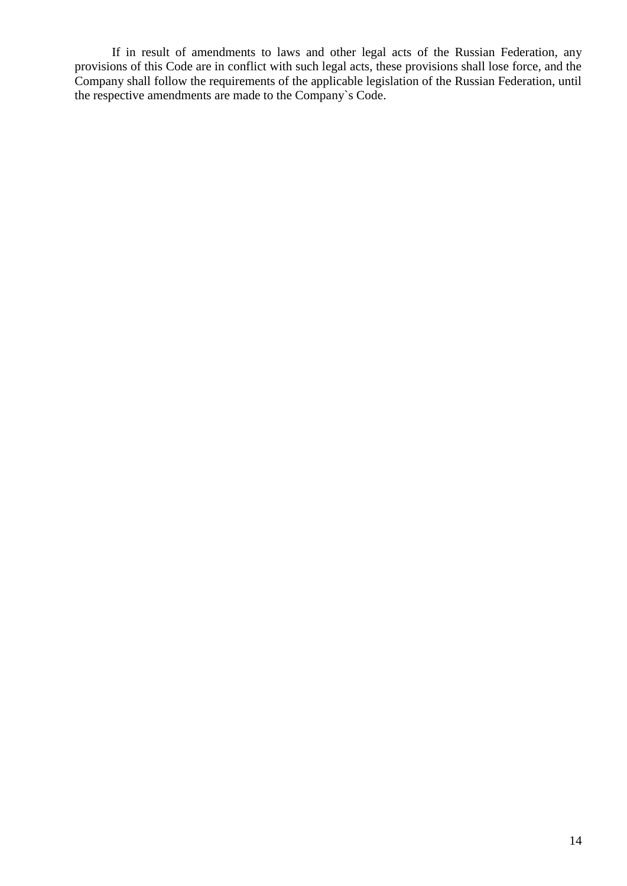If in result of amendments to laws and other legal acts of the Russian Federation, any provisions of this Code are in conflict with such legal acts, these provisions shall lose force, and the Company shall follow the requirements of the applicable legislation of the Russian Federation, until the respective amendments are made to the Company`s Code.